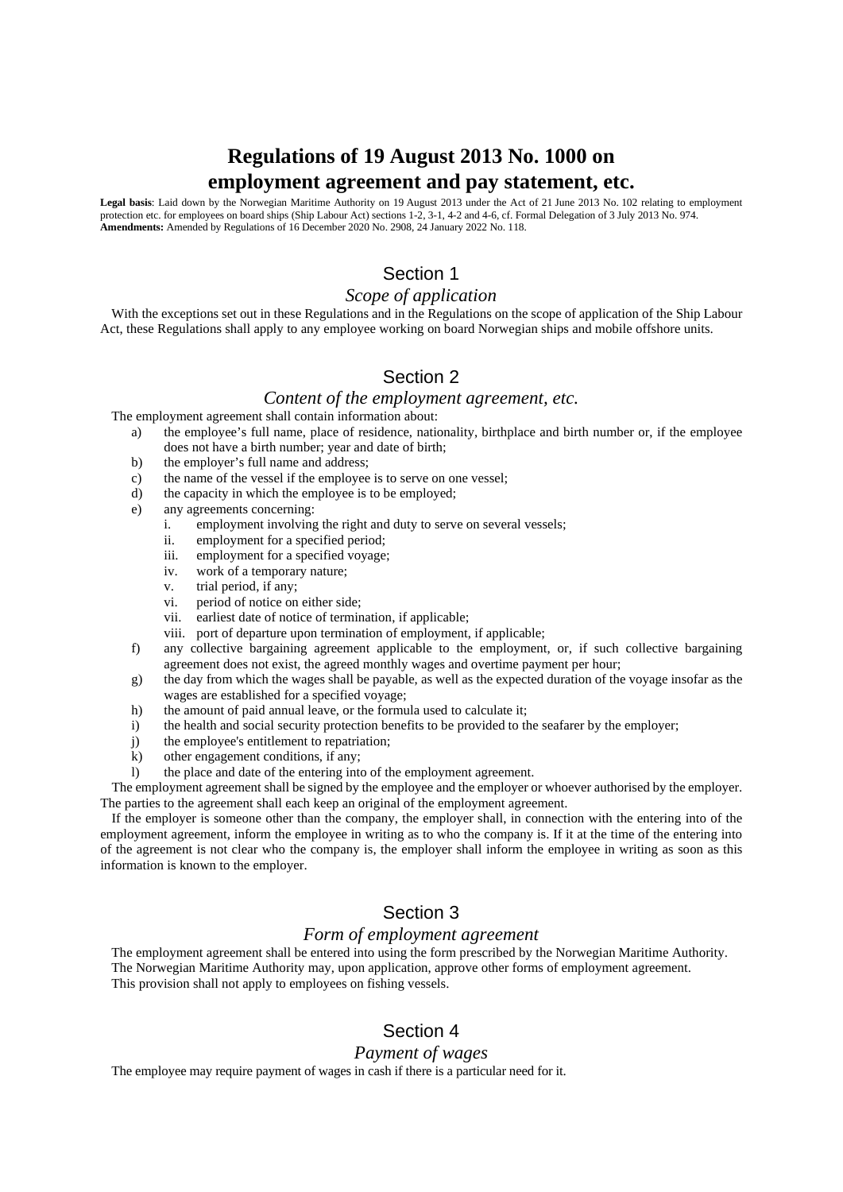# Regulations of 19 August 2013 No. 1000 on employment agreement and pay statement, etc.

**Legal basis**: Laid down by the Norwegian Maritime Authority on 19 August 2013 under the Act of 21 June 2013 No. 102 relating to employment protection etc. for employees on board ships (Ship Labour Act) sections 1-2, 3-1, 4-2 and 4-6, cf. Formal Delegation of 3 July 2013 No. 974.
**Amendments:** Amended by Regulations of 16 December 2020 No. 2908, 24 January 2022 No. 118.

## Section 1

### *Scope of application*

With the exceptions set out in these Regulations and in the Regulations on the scope of application of the Ship Labour Act, these Regulations shall apply to any employee working on board Norwegian ships and mobile offshore units.

## Section 2

### *Content of the employment agreement, etc.*

The employment agreement shall contain information about:

a) the employee's full name, place of residence, nationality, birthplace and birth number or, if the employee does not have a birth number; year and date of birth;
b) the employer's full name and address;
c) the name of the vessel if the employee is to serve on one vessel;
d) the capacity in which the employee is to be employed;
e) any agreements concerning:
   i. employment involving the right and duty to serve on several vessels;
   ii. employment for a specified period;
   iii. employment for a specified voyage;
   iv. work of a temporary nature;
   v. trial period, if any;
   vi. period of notice on either side;
   vii. earliest date of notice of termination, if applicable;
   viii. port of departure upon termination of employment, if applicable;
f) any collective bargaining agreement applicable to the employment, or, if such collective bargaining agreement does not exist, the agreed monthly wages and overtime payment per hour;
g) the day from which the wages shall be payable, as well as the expected duration of the voyage insofar as the wages are established for a specified voyage;
h) the amount of paid annual leave, or the formula used to calculate it;
i) the health and social security protection benefits to be provided to the seafarer by the employer;
j) the employee's entitlement to repatriation;
k) other engagement conditions, if any;
l) the place and date of the entering into of the employment agreement.

The employment agreement shall be signed by the employee and the employer or whoever authorised by the employer. The parties to the agreement shall each keep an original of the employment agreement.

If the employer is someone other than the company, the employer shall, in connection with the entering into of the employment agreement, inform the employee in writing as to who the company is. If it at the time of the entering into of the agreement is not clear who the company is, the employer shall inform the employee in writing as soon as this information is known to the employer.

## Section 3

### *Form of employment agreement*

The employment agreement shall be entered into using the form prescribed by the Norwegian Maritime Authority.

The Norwegian Maritime Authority may, upon application, approve other forms of employment agreement.

This provision shall not apply to employees on fishing vessels.

## Section 4

### *Payment of wages*

The employee may require payment of wages in cash if there is a particular need for it.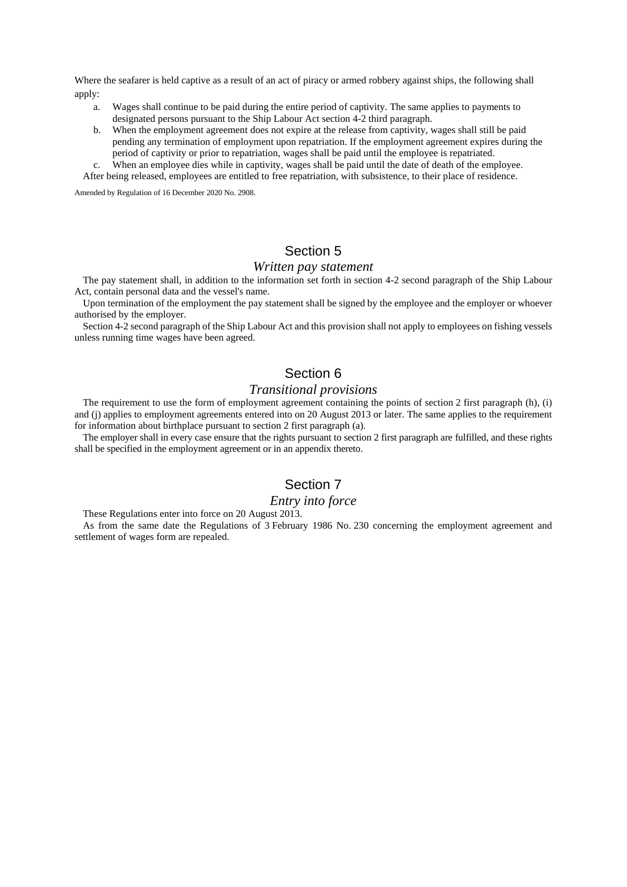Where the seafarer is held captive as a result of an act of piracy or armed robbery against ships, the following shall apply:

a. Wages shall continue to be paid during the entire period of captivity. The same applies to payments to designated persons pursuant to the Ship Labour Act section 4-2 third paragraph.
b. When the employment agreement does not expire at the release from captivity, wages shall still be paid pending any termination of employment upon repatriation. If the employment agreement expires during the period of captivity or prior to repatriation, wages shall be paid until the employee is repatriated.
c. When an employee dies while in captivity, wages shall be paid until the date of death of the employee.

After being released, employees are entitled to free repatriation, with subsistence, to their place of residence.

Amended by Regulation of 16 December 2020 No. 2908.

## Section 5

### *Written pay statement*

The pay statement shall, in addition to the information set forth in section 4-2 second paragraph of the Ship Labour Act, contain personal data and the vessel's name.

Upon termination of the employment the pay statement shall be signed by the employee and the employer or whoever authorised by the employer.

Section 4-2 second paragraph of the Ship Labour Act and this provision shall not apply to employees on fishing vessels unless running time wages have been agreed.

## Section 6

### *Transitional provisions*

The requirement to use the form of employment agreement containing the points of section 2 first paragraph (h), (i) and (j) applies to employment agreements entered into on 20 August 2013 or later. The same applies to the requirement for information about birthplace pursuant to section 2 first paragraph (a).

The employer shall in every case ensure that the rights pursuant to section 2 first paragraph are fulfilled, and these rights shall be specified in the employment agreement or in an appendix thereto.

## Section 7

### *Entry into force*

These Regulations enter into force on 20 August 2013.

As from the same date the Regulations of 3 February 1986 No. 230 concerning the employment agreement and settlement of wages form are repealed.